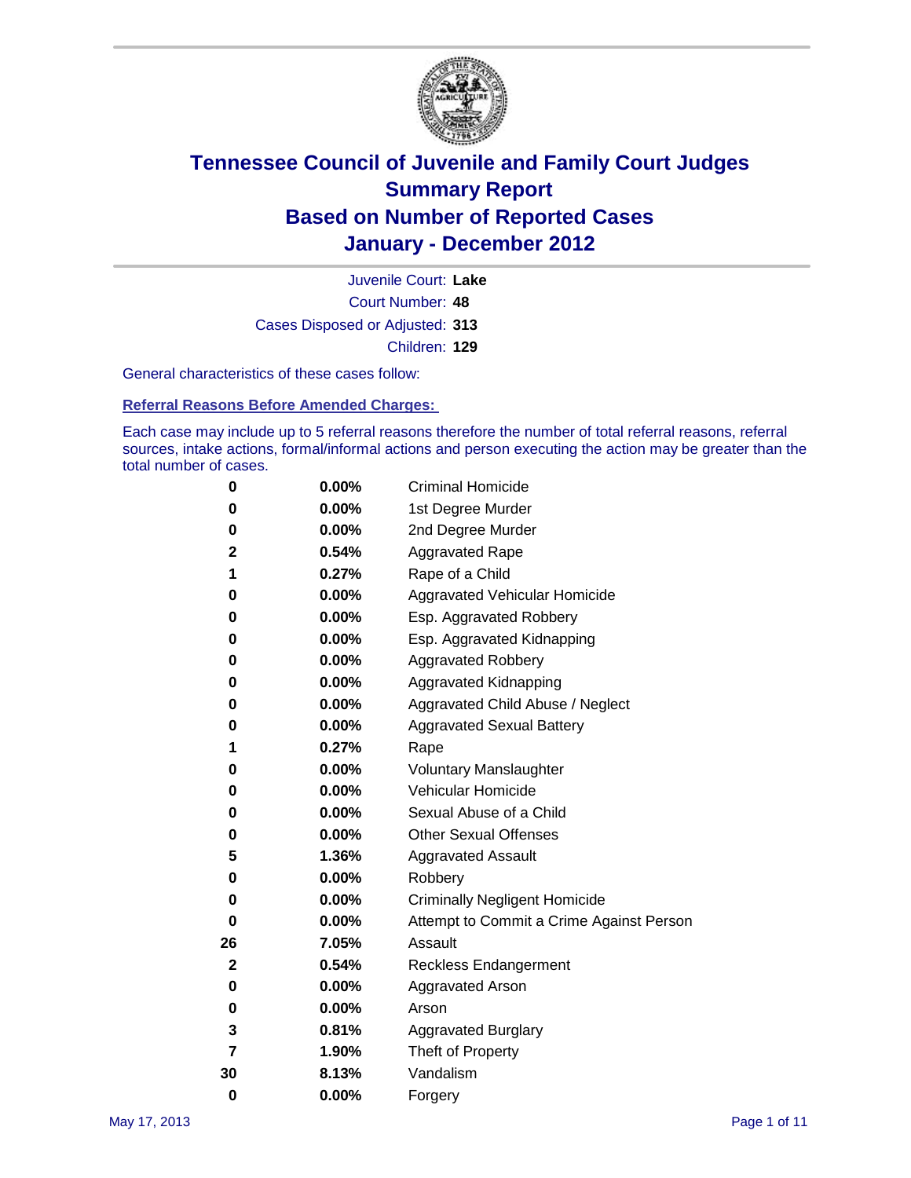# Tennessee Council of Juvenile and Family Court Judges
## Summary Report
## Based on Number of Reported Cases
## January - December 2012

Juvenile Court: **Lake**

Court Number: **48**

Cases Disposed or Adjusted: **313**

Children: **129**

General characteristics of these cases follow:

### Referral Reasons Before Amended Charges:

Each case may include up to 5 referral reasons therefore the number of total referral reasons, referral sources, intake actions, formal/informal actions and person executing the action may be greater than the total number of cases.

| | | |
|---|---|---|
| 0 | 0.00% | Criminal Homicide |
| 0 | 0.00% | 1st Degree Murder |
| 0 | 0.00% | 2nd Degree Murder |
| 2 | 0.54% | Aggravated Rape |
| 1 | 0.27% | Rape of a Child |
| 0 | 0.00% | Aggravated Vehicular Homicide |
| 0 | 0.00% | Esp. Aggravated Robbery |
| 0 | 0.00% | Esp. Aggravated Kidnapping |
| 0 | 0.00% | Aggravated Robbery |
| 0 | 0.00% | Aggravated Kidnapping |
| 0 | 0.00% | Aggravated Child Abuse / Neglect |
| 0 | 0.00% | Aggravated Sexual Battery |
| 1 | 0.27% | Rape |
| 0 | 0.00% | Voluntary Manslaughter |
| 0 | 0.00% | Vehicular Homicide |
| 0 | 0.00% | Sexual Abuse of a Child |
| 0 | 0.00% | Other Sexual Offenses |
| 5 | 1.36% | Aggravated Assault |
| 0 | 0.00% | Robbery |
| 0 | 0.00% | Criminally Negligent Homicide |
| 0 | 0.00% | Attempt to Commit a Crime Against Person |
| 26 | 7.05% | Assault |
| 2 | 0.54% | Reckless Endangerment |
| 0 | 0.00% | Aggravated Arson |
| 0 | 0.00% | Arson |
| 3 | 0.81% | Aggravated Burglary |
| 7 | 1.90% | Theft of Property |
| 30 | 8.13% | Vandalism |
| 0 | 0.00% | Forgery |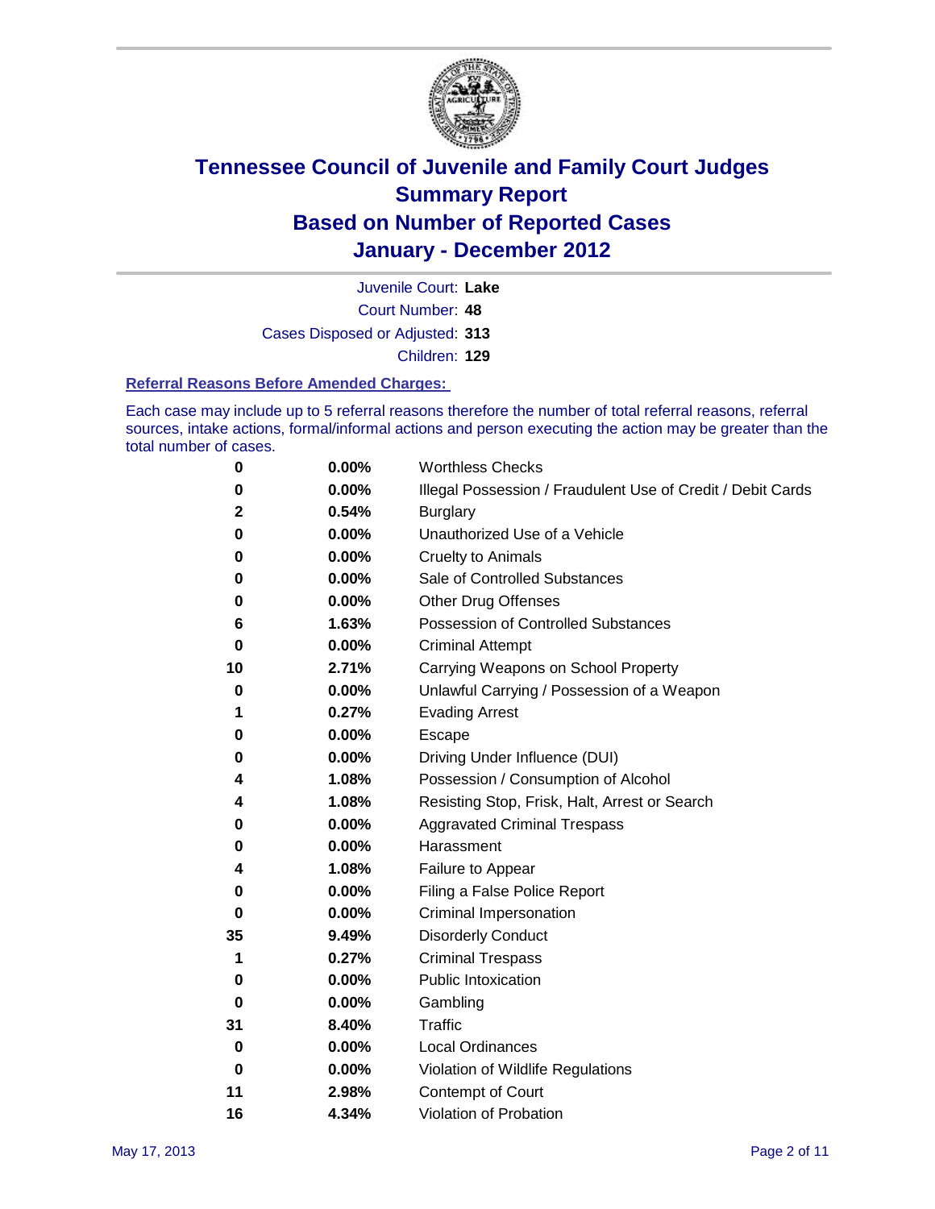# Tennessee Council of Juvenile and Family Court Judges
## Summary Report
## Based on Number of Reported Cases
## January - December 2012

Juvenile Court: **Lake**

Court Number: **48**

Cases Disposed or Adjusted: **313**

Children: **129**

### Referral Reasons Before Amended Charges:

Each case may include up to 5 referral reasons therefore the number of total referral reasons, referral sources, intake actions, formal/informal actions and person executing the action may be greater than the total number of cases.

| | | |
|---|---|---|
| 0 | 0.00% | Worthless Checks |
| 0 | 0.00% | Illegal Possession / Fraudulent Use of Credit / Debit Cards |
| 2 | 0.54% | Burglary |
| 0 | 0.00% | Unauthorized Use of a Vehicle |
| 0 | 0.00% | Cruelty to Animals |
| 0 | 0.00% | Sale of Controlled Substances |
| 0 | 0.00% | Other Drug Offenses |
| 6 | 1.63% | Possession of Controlled Substances |
| 0 | 0.00% | Criminal Attempt |
| 10 | 2.71% | Carrying Weapons on School Property |
| 0 | 0.00% | Unlawful Carrying / Possession of a Weapon |
| 1 | 0.27% | Evading Arrest |
| 0 | 0.00% | Escape |
| 0 | 0.00% | Driving Under Influence (DUI) |
| 4 | 1.08% | Possession / Consumption of Alcohol |
| 4 | 1.08% | Resisting Stop, Frisk, Halt, Arrest or Search |
| 0 | 0.00% | Aggravated Criminal Trespass |
| 0 | 0.00% | Harassment |
| 4 | 1.08% | Failure to Appear |
| 0 | 0.00% | Filing a False Police Report |
| 0 | 0.00% | Criminal Impersonation |
| 35 | 9.49% | Disorderly Conduct |
| 1 | 0.27% | Criminal Trespass |
| 0 | 0.00% | Public Intoxication |
| 0 | 0.00% | Gambling |
| 31 | 8.40% | Traffic |
| 0 | 0.00% | Local Ordinances |
| 0 | 0.00% | Violation of Wildlife Regulations |
| 11 | 2.98% | Contempt of Court |
| 16 | 4.34% | Violation of Probation |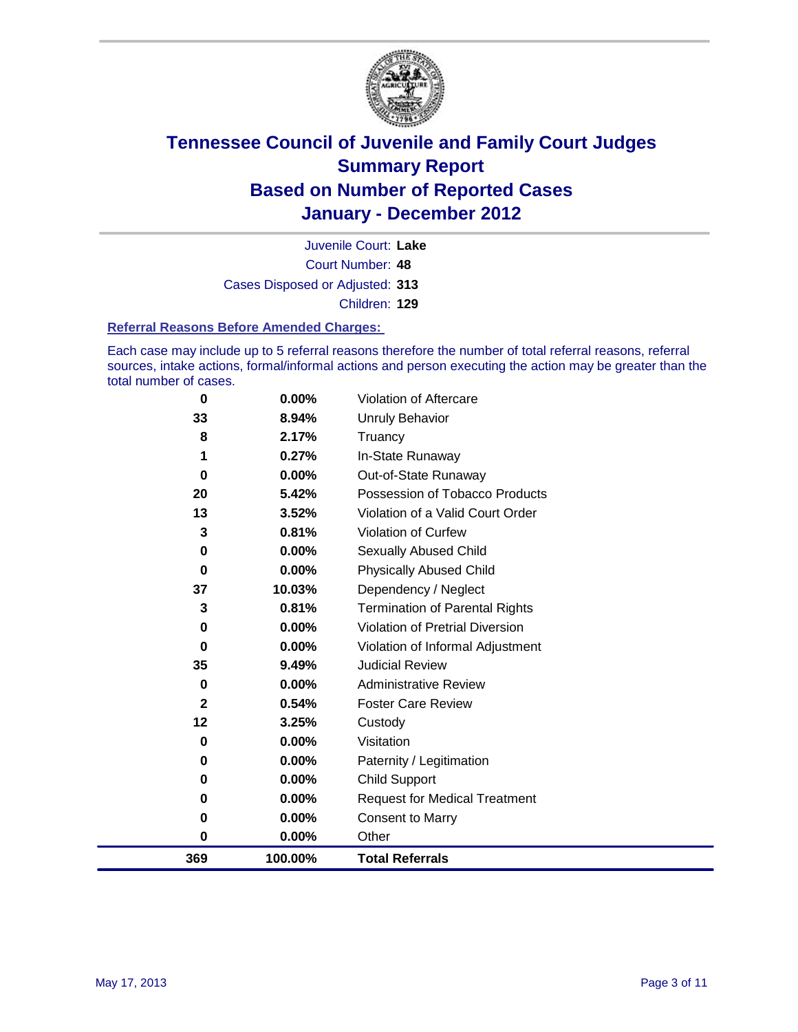# Tennessee Council of Juvenile and Family Court Judges
# Summary Report
# Based on Number of Reported Cases
# January - December 2012

Juvenile Court: **Lake**

Court Number: **48**

Cases Disposed or Adjusted: **313**

Children: **129**

### Referral Reasons Before Amended Charges:

Each case may include up to 5 referral reasons therefore the number of total referral reasons, referral sources, intake actions, formal/informal actions and person executing the action may be greater than the total number of cases.

| Count | Percent | Referral Reason |
|---|---|---|
| 0 | 0.00% | Violation of Aftercare |
| 33 | 8.94% | Unruly Behavior |
| 8 | 2.17% | Truancy |
| 1 | 0.27% | In-State Runaway |
| 0 | 0.00% | Out-of-State Runaway |
| 20 | 5.42% | Possession of Tobacco Products |
| 13 | 3.52% | Violation of a Valid Court Order |
| 3 | 0.81% | Violation of Curfew |
| 0 | 0.00% | Sexually Abused Child |
| 0 | 0.00% | Physically Abused Child |
| 37 | 10.03% | Dependency / Neglect |
| 3 | 0.81% | Termination of Parental Rights |
| 0 | 0.00% | Violation of Pretrial Diversion |
| 0 | 0.00% | Violation of Informal Adjustment |
| 35 | 9.49% | Judicial Review |
| 0 | 0.00% | Administrative Review |
| 2 | 0.54% | Foster Care Review |
| 12 | 3.25% | Custody |
| 0 | 0.00% | Visitation |
| 0 | 0.00% | Paternity / Legitimation |
| 0 | 0.00% | Child Support |
| 0 | 0.00% | Request for Medical Treatment |
| 0 | 0.00% | Consent to Marry |
| 0 | 0.00% | Other |
| **369** | **100.00%** | **Total Referrals** |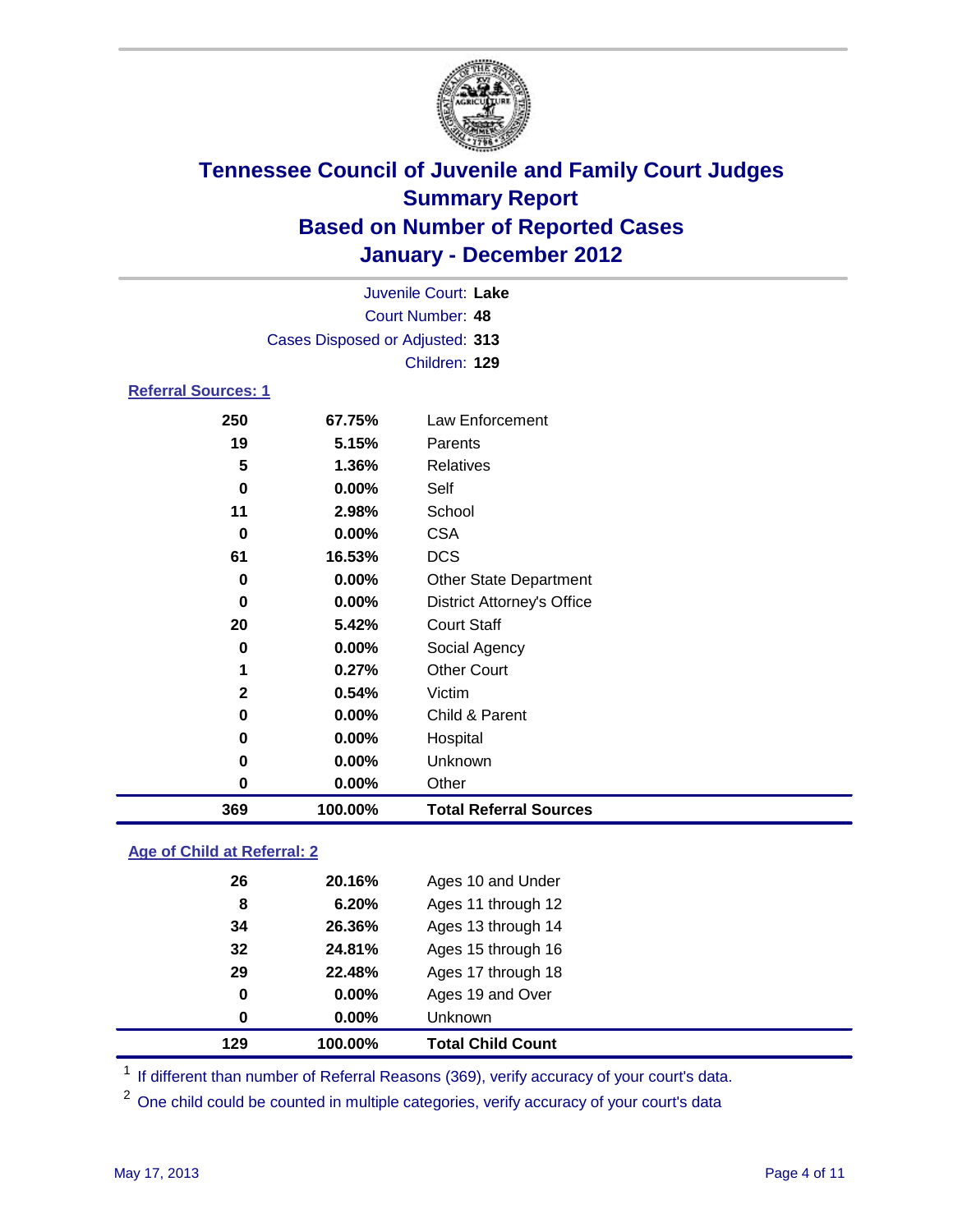# Tennessee Council of Juvenile and Family Court Judges
## Summary Report
## Based on Number of Reported Cases
## January - December 2012

Juvenile Court: **Lake**
Court Number: **48**
Cases Disposed or Adjusted: **313**
Children: **129**

### Referral Sources: 1

| Count | Percent | Source |
|---|---|---|
| 250 | 67.75% | Law Enforcement |
| 19 | 5.15% | Parents |
| 5 | 1.36% | Relatives |
| 0 | 0.00% | Self |
| 11 | 2.98% | School |
| 0 | 0.00% | CSA |
| 61 | 16.53% | DCS |
| 0 | 0.00% | Other State Department |
| 0 | 0.00% | District Attorney's Office |
| 20 | 5.42% | Court Staff |
| 0 | 0.00% | Social Agency |
| 1 | 0.27% | Other Court |
| 2 | 0.54% | Victim |
| 0 | 0.00% | Child & Parent |
| 0 | 0.00% | Hospital |
| 0 | 0.00% | Unknown |
| 0 | 0.00% | Other |
| **369** | **100.00%** | **Total Referral Sources** |

### Age of Child at Referral: 2

| Count | Percent | Age |
|---|---|---|
| 26 | 20.16% | Ages 10 and Under |
| 8 | 6.20% | Ages 11 through 12 |
| 34 | 26.36% | Ages 13 through 14 |
| 32 | 24.81% | Ages 15 through 16 |
| 29 | 22.48% | Ages 17 through 18 |
| 0 | 0.00% | Ages 19 and Over |
| 0 | 0.00% | Unknown |
| **129** | **100.00%** | **Total Child Count** |

[1] If different than number of Referral Reasons (369), verify accuracy of your court's data.

[2] One child could be counted in multiple categories, verify accuracy of your court's data

May 17, 2013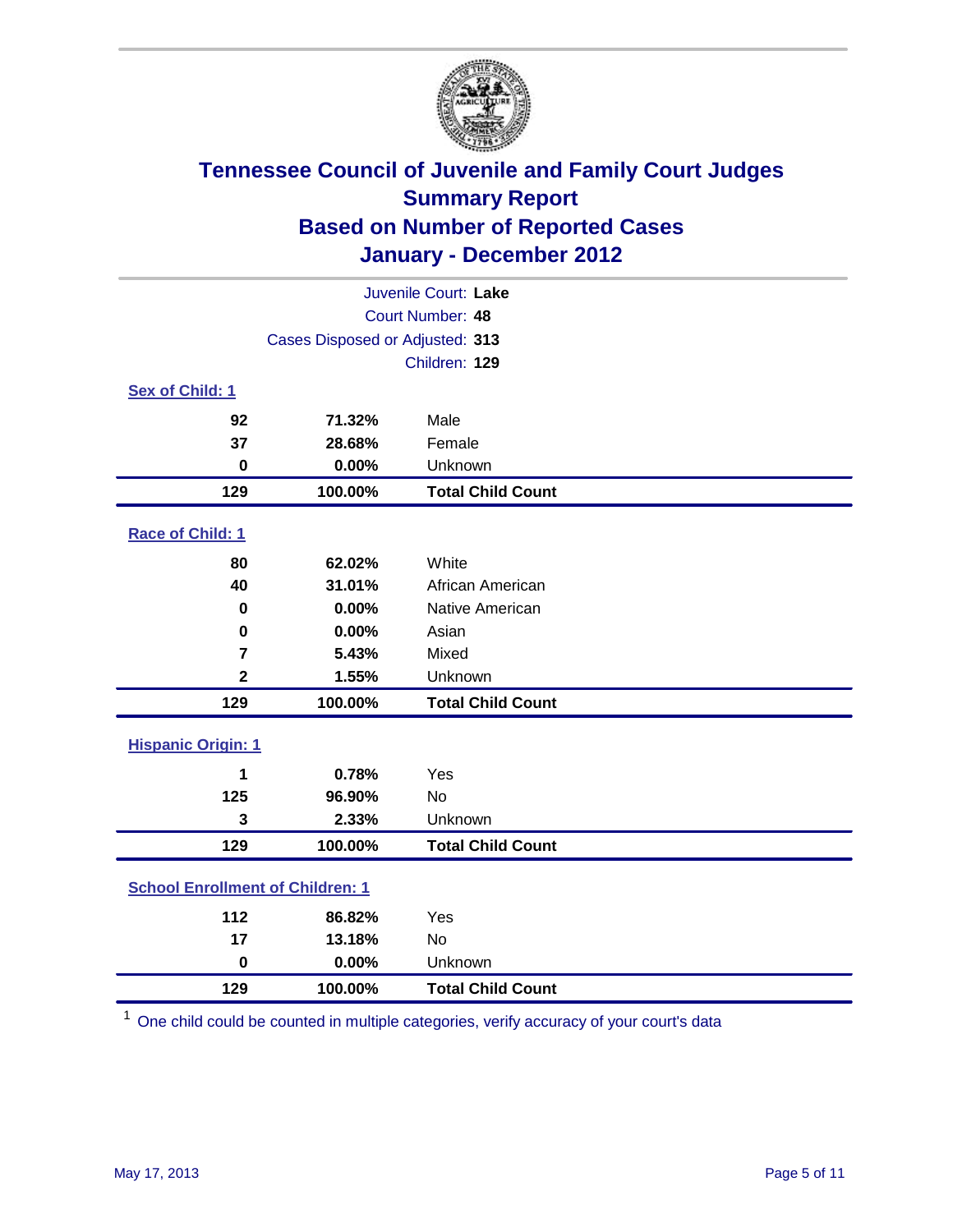# Tennessee Council of Juvenile and Family Court Judges
## Summary Report
## Based on Number of Reported Cases
## January - December 2012

Juvenile Court: **Lake**
Court Number: **48**
Cases Disposed or Adjusted: **313**
Children: **129**

### Sex of Child: 1

| | | |
|---|---|---|
| 92 | 71.32% | Male |
| 37 | 28.68% | Female |
| 0 | 0.00% | Unknown |
| **129** | **100.00%** | **Total Child Count** |

### Race of Child: 1

| | | |
|---|---|---|
| 80 | 62.02% | White |
| 40 | 31.01% | African American |
| 0 | 0.00% | Native American |
| 0 | 0.00% | Asian |
| 7 | 5.43% | Mixed |
| 2 | 1.55% | Unknown |
| **129** | **100.00%** | **Total Child Count** |

### Hispanic Origin: 1

| | | |
|---|---|---|
| 1 | 0.78% | Yes |
| 125 | 96.90% | No |
| 3 | 2.33% | Unknown |
| **129** | **100.00%** | **Total Child Count** |

### School Enrollment of Children: 1

| | | |
|---|---|---|
| 112 | 86.82% | Yes |
| 17 | 13.18% | No |
| 0 | 0.00% | Unknown |
| **129** | **100.00%** | **Total Child Count** |

[1] One child could be counted in multiple categories, verify accuracy of your court's data

May 17, 2013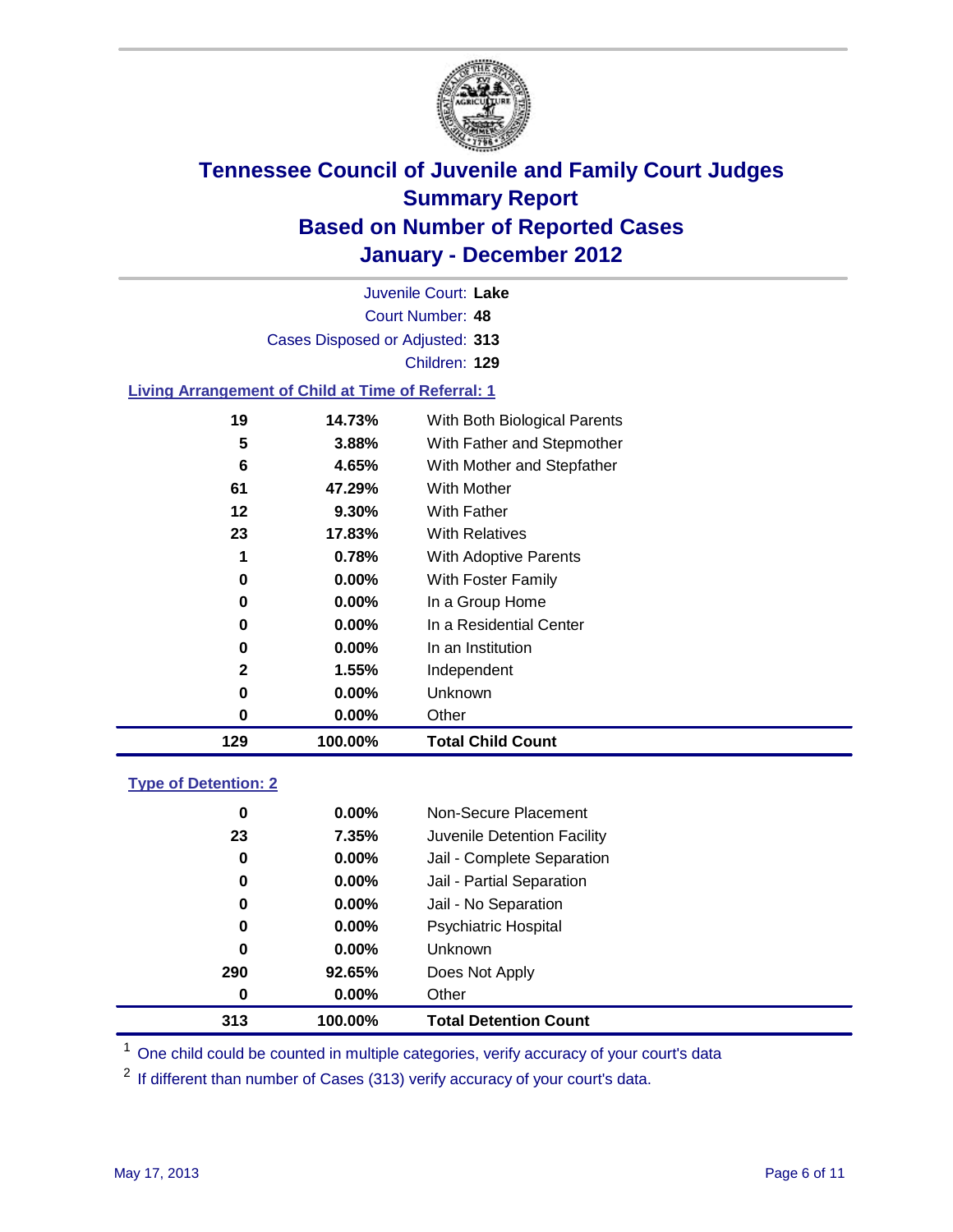# Tennessee Council of Juvenile and Family Court Judges
# Summary Report
# Based on Number of Reported Cases
# January - December 2012

Juvenile Court: **Lake**
Court Number: **48**
Cases Disposed or Adjusted: **313**
Children: **129**

## Living Arrangement of Child at Time of Referral: 1

| Count | Percent | Category |
|---|---|---|
| 19 | 14.73% | With Both Biological Parents |
| 5 | 3.88% | With Father and Stepmother |
| 6 | 4.65% | With Mother and Stepfather |
| 61 | 47.29% | With Mother |
| 12 | 9.30% | With Father |
| 23 | 17.83% | With Relatives |
| 1 | 0.78% | With Adoptive Parents |
| 0 | 0.00% | With Foster Family |
| 0 | 0.00% | In a Group Home |
| 0 | 0.00% | In a Residential Center |
| 0 | 0.00% | In an Institution |
| 2 | 1.55% | Independent |
| 0 | 0.00% | Unknown |
| 0 | 0.00% | Other |
| **129** | **100.00%** | **Total Child Count** |

## Type of Detention: 2

| Count | Percent | Category |
|---|---|---|
| 0 | 0.00% | Non-Secure Placement |
| 23 | 7.35% | Juvenile Detention Facility |
| 0 | 0.00% | Jail - Complete Separation |
| 0 | 0.00% | Jail - Partial Separation |
| 0 | 0.00% | Jail - No Separation |
| 0 | 0.00% | Psychiatric Hospital |
| 0 | 0.00% | Unknown |
| 290 | 92.65% | Does Not Apply |
| 0 | 0.00% | Other |
| **313** | **100.00%** | **Total Detention Count** |

[1] One child could be counted in multiple categories, verify accuracy of your court's data

[2] If different than number of Cases (313) verify accuracy of your court's data.

May 17, 2013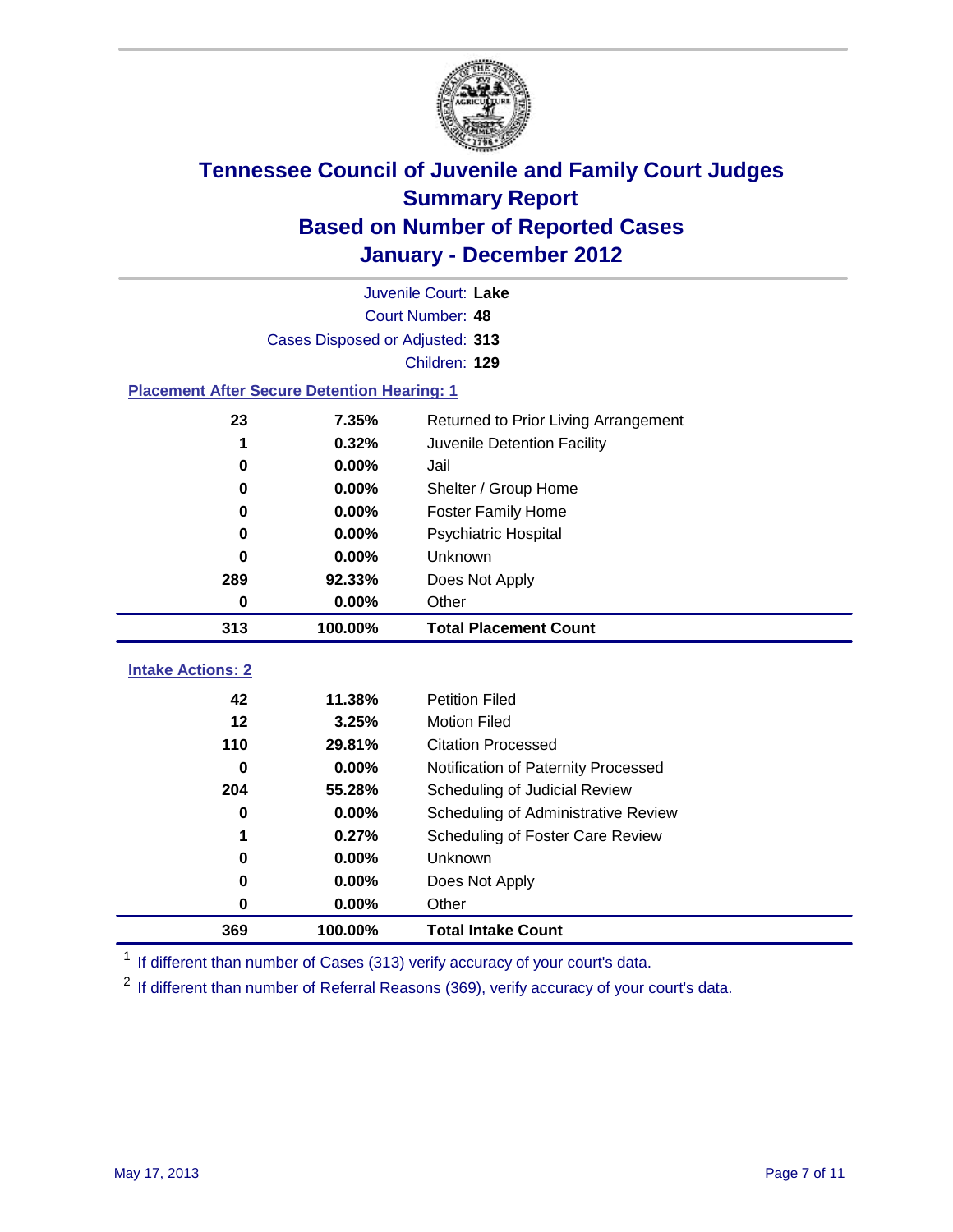# Tennessee Council of Juvenile and Family Court Judges
## Summary Report
## Based on Number of Reported Cases
## January - December 2012

Juvenile Court: **Lake**
Court Number: **48**
Cases Disposed or Adjusted: **313**
Children: **129**

### Placement After Secure Detention Hearing: 1

| Count | Percent | Placement |
|---|---|---|
| 23 | 7.35% | Returned to Prior Living Arrangement |
| 1 | 0.32% | Juvenile Detention Facility |
| 0 | 0.00% | Jail |
| 0 | 0.00% | Shelter / Group Home |
| 0 | 0.00% | Foster Family Home |
| 0 | 0.00% | Psychiatric Hospital |
| 0 | 0.00% | Unknown |
| 289 | 92.33% | Does Not Apply |
| 0 | 0.00% | Other |
| **313** | **100.00%** | **Total Placement Count** |

### Intake Actions: 2

| Count | Percent | Intake Action |
|---|---|---|
| 42 | 11.38% | Petition Filed |
| 12 | 3.25% | Motion Filed |
| 110 | 29.81% | Citation Processed |
| 0 | 0.00% | Notification of Paternity Processed |
| 204 | 55.28% | Scheduling of Judicial Review |
| 0 | 0.00% | Scheduling of Administrative Review |
| 1 | 0.27% | Scheduling of Foster Care Review |
| 0 | 0.00% | Unknown |
| 0 | 0.00% | Does Not Apply |
| 0 | 0.00% | Other |
| **369** | **100.00%** | **Total Intake Count** |

[1] If different than number of Cases (313) verify accuracy of your court's data.

[2] If different than number of Referral Reasons (369), verify accuracy of your court's data.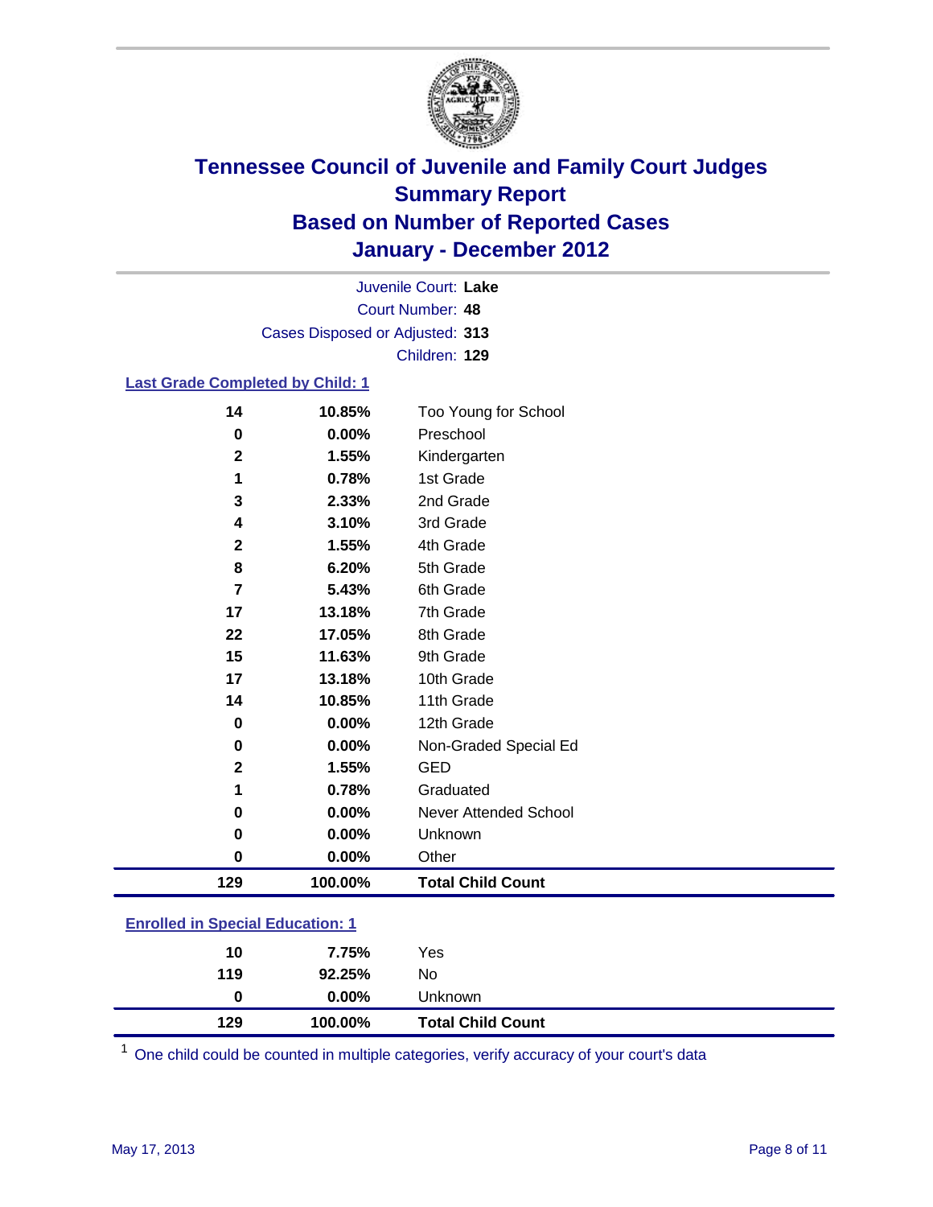# Tennessee Council of Juvenile and Family Court Judges
## Summary Report
## Based on Number of Reported Cases
## January - December 2012

Juvenile Court: **Lake**
Court Number: **48**
Cases Disposed or Adjusted: **313**
Children: **129**

### Last Grade Completed by Child: 1

| | | |
|---|---|---|
| 14 | 10.85% | Too Young for School |
| 0 | 0.00% | Preschool |
| 2 | 1.55% | Kindergarten |
| 1 | 0.78% | 1st Grade |
| 3 | 2.33% | 2nd Grade |
| 4 | 3.10% | 3rd Grade |
| 2 | 1.55% | 4th Grade |
| 8 | 6.20% | 5th Grade |
| 7 | 5.43% | 6th Grade |
| 17 | 13.18% | 7th Grade |
| 22 | 17.05% | 8th Grade |
| 15 | 11.63% | 9th Grade |
| 17 | 13.18% | 10th Grade |
| 14 | 10.85% | 11th Grade |
| 0 | 0.00% | 12th Grade |
| 0 | 0.00% | Non-Graded Special Ed |
| 2 | 1.55% | GED |
| 1 | 0.78% | Graduated |
| 0 | 0.00% | Never Attended School |
| 0 | 0.00% | Unknown |
| 0 | 0.00% | Other |
| **129** | **100.00%** | **Total Child Count** |

### Enrolled in Special Education: 1

| | | |
|---|---|---|
| 10 | 7.75% | Yes |
| 119 | 92.25% | No |
| 0 | 0.00% | Unknown |
| **129** | **100.00%** | **Total Child Count** |

[1] One child could be counted in multiple categories, verify accuracy of your court's data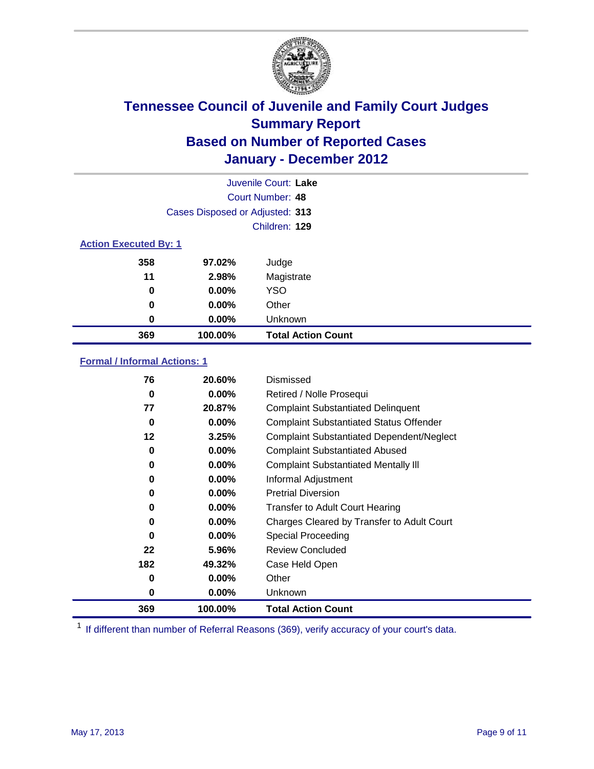# Tennessee Council of Juvenile and Family Court Judges
## Summary Report
## Based on Number of Reported Cases
## January - December 2012

Juvenile Court: **Lake**

Court Number: **48**

Cases Disposed or Adjusted: **313**

Children: **129**

### Action Executed By: 1

| | | |
|---|---|---|
| 358 | 97.02% | Judge |
| 11 | 2.98% | Magistrate |
| 0 | 0.00% | YSO |
| 0 | 0.00% | Other |
| 0 | 0.00% | Unknown |
| **369** | **100.00%** | **Total Action Count** |

### Formal / Informal Actions: 1

| | | |
|---|---|---|
| 76 | 20.60% | Dismissed |
| 0 | 0.00% | Retired / Nolle Prosequi |
| 77 | 20.87% | Complaint Substantiated Delinquent |
| 0 | 0.00% | Complaint Substantiated Status Offender |
| 12 | 3.25% | Complaint Substantiated Dependent/Neglect |
| 0 | 0.00% | Complaint Substantiated Abused |
| 0 | 0.00% | Complaint Substantiated Mentally Ill |
| 0 | 0.00% | Informal Adjustment |
| 0 | 0.00% | Pretrial Diversion |
| 0 | 0.00% | Transfer to Adult Court Hearing |
| 0 | 0.00% | Charges Cleared by Transfer to Adult Court |
| 0 | 0.00% | Special Proceeding |
| 22 | 5.96% | Review Concluded |
| 182 | 49.32% | Case Held Open |
| 0 | 0.00% | Other |
| 0 | 0.00% | Unknown |
| **369** | **100.00%** | **Total Action Count** |

[1] If different than number of Referral Reasons (369), verify accuracy of your court's data.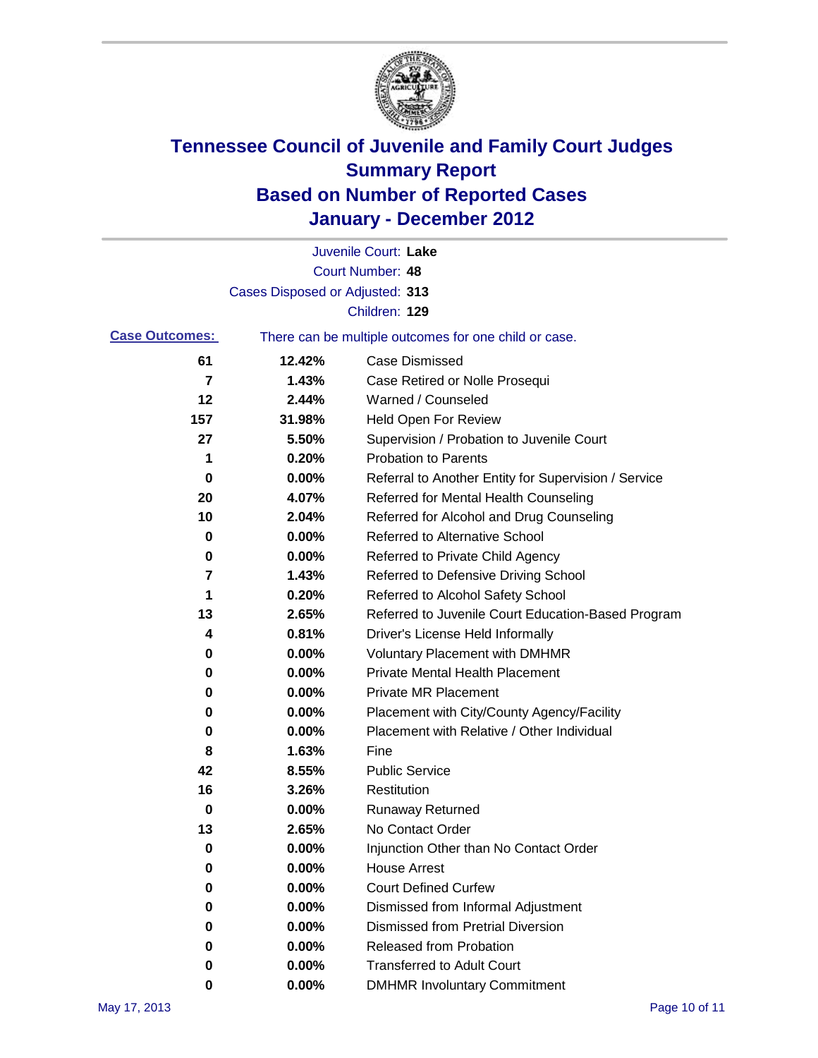# Tennessee Council of Juvenile and Family Court Judges
## Summary Report
## Based on Number of Reported Cases
## January - December 2012

Juvenile Court: **Lake**
Court Number: **48**
Cases Disposed or Adjusted: **313**
Children: **129**

**Case Outcomes:** There can be multiple outcomes for one child or case.

| Count | Percent | Outcome |
|---|---|---|
| 61 | 12.42% | Case Dismissed |
| 7 | 1.43% | Case Retired or Nolle Prosequi |
| 12 | 2.44% | Warned / Counseled |
| 157 | 31.98% | Held Open For Review |
| 27 | 5.50% | Supervision / Probation to Juvenile Court |
| 1 | 0.20% | Probation to Parents |
| 0 | 0.00% | Referral to Another Entity for Supervision / Service |
| 20 | 4.07% | Referred for Mental Health Counseling |
| 10 | 2.04% | Referred for Alcohol and Drug Counseling |
| 0 | 0.00% | Referred to Alternative School |
| 0 | 0.00% | Referred to Private Child Agency |
| 7 | 1.43% | Referred to Defensive Driving School |
| 1 | 0.20% | Referred to Alcohol Safety School |
| 13 | 2.65% | Referred to Juvenile Court Education-Based Program |
| 4 | 0.81% | Driver's License Held Informally |
| 0 | 0.00% | Voluntary Placement with DMHMR |
| 0 | 0.00% | Private Mental Health Placement |
| 0 | 0.00% | Private MR Placement |
| 0 | 0.00% | Placement with City/County Agency/Facility |
| 0 | 0.00% | Placement with Relative / Other Individual |
| 8 | 1.63% | Fine |
| 42 | 8.55% | Public Service |
| 16 | 3.26% | Restitution |
| 0 | 0.00% | Runaway Returned |
| 13 | 2.65% | No Contact Order |
| 0 | 0.00% | Injunction Other than No Contact Order |
| 0 | 0.00% | House Arrest |
| 0 | 0.00% | Court Defined Curfew |
| 0 | 0.00% | Dismissed from Informal Adjustment |
| 0 | 0.00% | Dismissed from Pretrial Diversion |
| 0 | 0.00% | Released from Probation |
| 0 | 0.00% | Transferred to Adult Court |
| 0 | 0.00% | DMHMR Involuntary Commitment |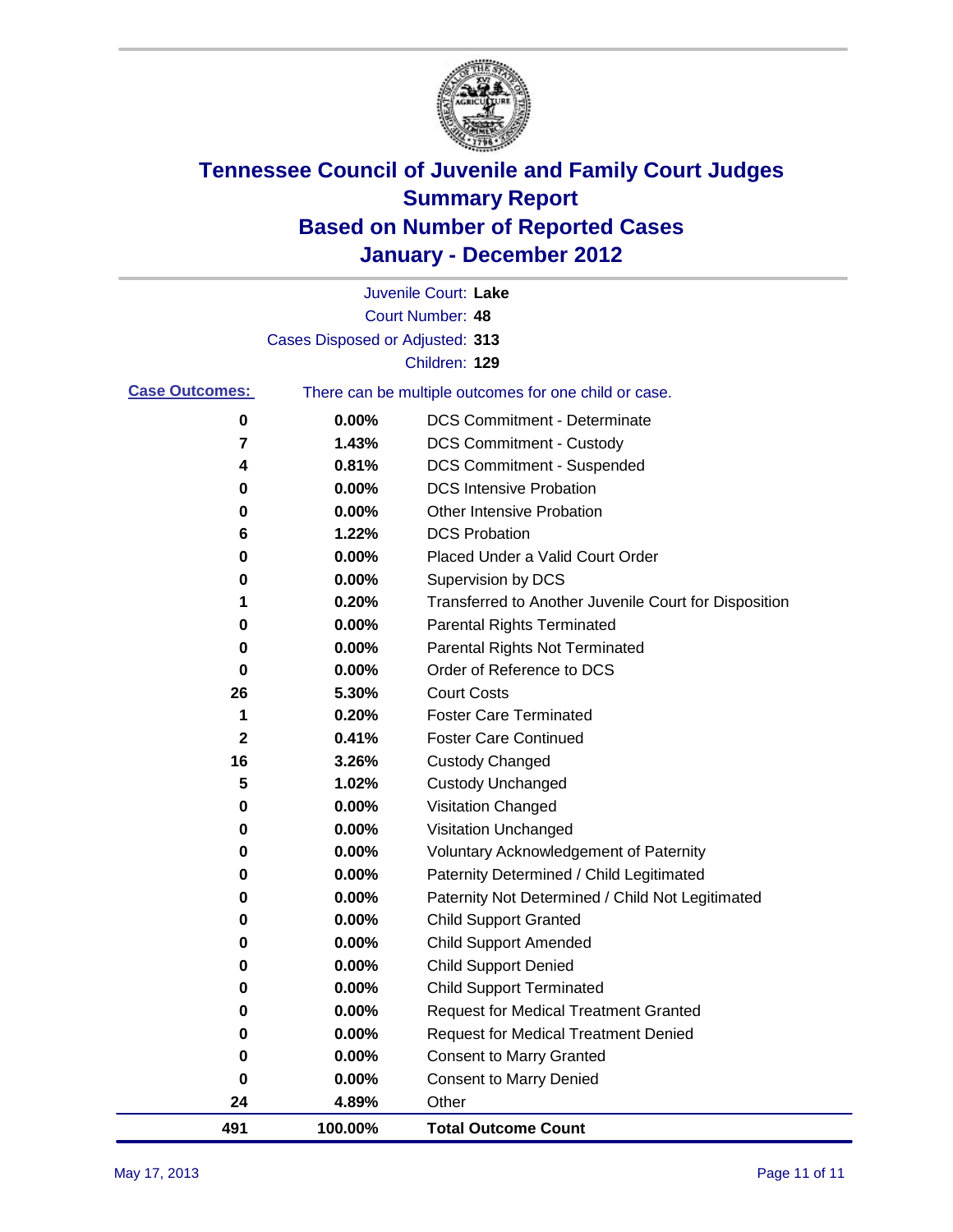# Tennessee Council of Juvenile and Family Court Judges
## Summary Report
## Based on Number of Reported Cases
## January - December 2012

Juvenile Court: **Lake**
Court Number: **48**
Cases Disposed or Adjusted: **313**
Children: **129**

**Case Outcomes:** There can be multiple outcomes for one child or case.

| | | |
|---|---|---|
| 0 | 0.00% | DCS Commitment - Determinate |
| 7 | 1.43% | DCS Commitment - Custody |
| 4 | 0.81% | DCS Commitment - Suspended |
| 0 | 0.00% | DCS Intensive Probation |
| 0 | 0.00% | Other Intensive Probation |
| 6 | 1.22% | DCS Probation |
| 0 | 0.00% | Placed Under a Valid Court Order |
| 0 | 0.00% | Supervision by DCS |
| 1 | 0.20% | Transferred to Another Juvenile Court for Disposition |
| 0 | 0.00% | Parental Rights Terminated |
| 0 | 0.00% | Parental Rights Not Terminated |
| 0 | 0.00% | Order of Reference to DCS |
| 26 | 5.30% | Court Costs |
| 1 | 0.20% | Foster Care Terminated |
| 2 | 0.41% | Foster Care Continued |
| 16 | 3.26% | Custody Changed |
| 5 | 1.02% | Custody Unchanged |
| 0 | 0.00% | Visitation Changed |
| 0 | 0.00% | Visitation Unchanged |
| 0 | 0.00% | Voluntary Acknowledgement of Paternity |
| 0 | 0.00% | Paternity Determined / Child Legitimated |
| 0 | 0.00% | Paternity Not Determined / Child Not Legitimated |
| 0 | 0.00% | Child Support Granted |
| 0 | 0.00% | Child Support Amended |
| 0 | 0.00% | Child Support Denied |
| 0 | 0.00% | Child Support Terminated |
| 0 | 0.00% | Request for Medical Treatment Granted |
| 0 | 0.00% | Request for Medical Treatment Denied |
| 0 | 0.00% | Consent to Marry Granted |
| 0 | 0.00% | Consent to Marry Denied |
| 24 | 4.89% | Other |
| **491** | **100.00%** | **Total Outcome Count** |